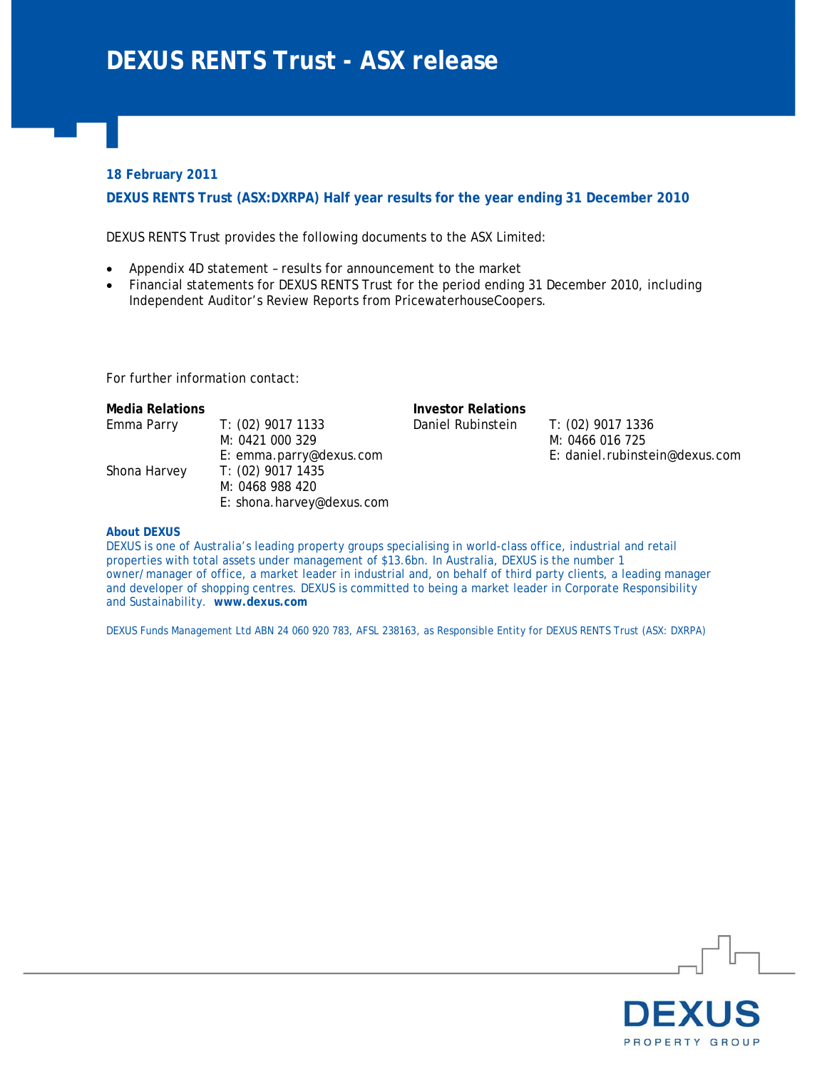# DEXUS RENTS Trust - ASX release

**18 February 2011**

**DEXUS RENTS Trust (ASX:DXRPA) Half year results for the year ending 31 December 2010**

DEXUS RENTS Trust provides the following documents to the ASX Limited:

- Appendix 4D statement – results for announcement to the market
- Financial statements for DEXUS RENTS Trust for the period ending 31 December 2010, including Independent Auditor's Review Reports from PricewaterhouseCoopers.

For further information contact:

**Media Relations**

Emma Parry
T: (02) 9017 1133
M: 0421 000 329
E: emma.parry@dexus.com

Shona Harvey
T: (02) 9017 1435
M: 0468 988 420
E: shona.harvey@dexus.com

**Investor Relations**

Daniel Rubinstein
T: (02) 9017 1336
M: 0466 016 725
E: daniel.rubinstein@dexus.com

**About DEXUS**

DEXUS is one of Australia's leading property groups specialising in world-class office, industrial and retail properties with total assets under management of $13.6bn. In Australia, DEXUS is the number 1 owner/manager of office, a market leader in industrial and, on behalf of third party clients, a leading manager and developer of shopping centres. DEXUS is committed to being a market leader in Corporate Responsibility and Sustainability. **www.dexus.com**

DEXUS Funds Management Ltd ABN 24 060 920 783, AFSL 238163, as Responsible Entity for DEXUS RENTS Trust (ASX: DXRPA)

DEXUS
PROPERTY GROUP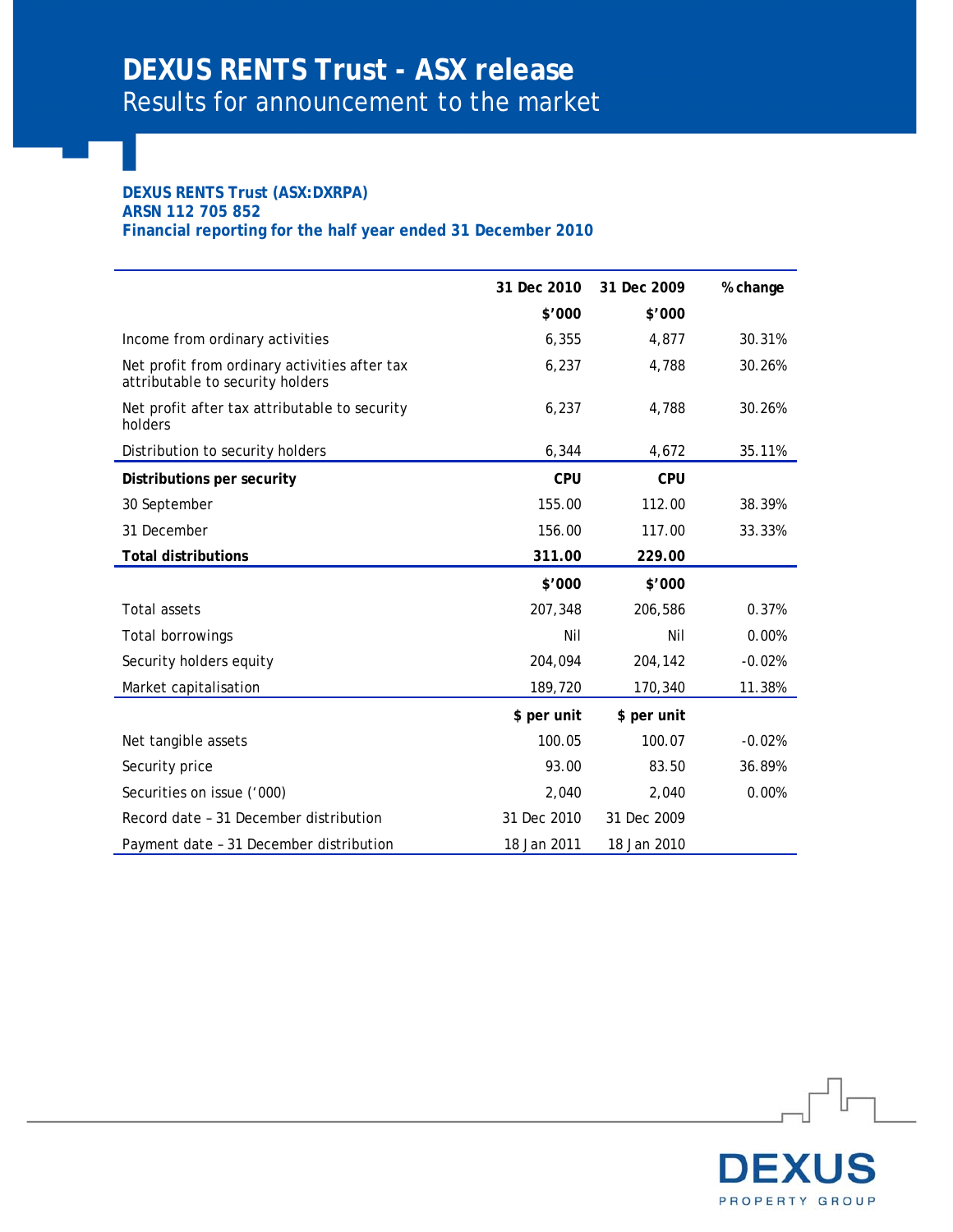# DEXUS RENTS Trust - ASX release

## Results for announcement to the market

**DEXUS RENTS Trust (ASX:DXRPA)**
**ARSN 112 705 852**
**Financial reporting for the half year ended 31 December 2010**

| | 31 Dec 2010 | 31 Dec 2009 | % change |
|---|---|---|---|
| | $'000 | $'000 | |
| Income from ordinary activities | 6,355 | 4,877 | 30.31% |
| Net profit from ordinary activities after tax attributable to security holders | 6,237 | 4,788 | 30.26% |
| Net profit after tax attributable to security holders | 6,237 | 4,788 | 30.26% |
| Distribution to security holders | 6,344 | 4,672 | 35.11% |
| **Distributions per security** | **CPU** | **CPU** | |
| 30 September | 155.00 | 112.00 | 38.39% |
| 31 December | 156.00 | 117.00 | 33.33% |
| **Total distributions** | **311.00** | **229.00** | |
| | **$'000** | **$'000** | |
| Total assets | 207,348 | 206,586 | 0.37% |
| Total borrowings | Nil | Nil | 0.00% |
| Security holders equity | 204,094 | 204,142 | -0.02% |
| Market capitalisation | 189,720 | 170,340 | 11.38% |
| | **$ per unit** | **$ per unit** | |
| Net tangible assets | 100.05 | 100.07 | -0.02% |
| Security price | 93.00 | 83.50 | 36.89% |
| Securities on issue ('000) | 2,040 | 2,040 | 0.00% |
| Record date – 31 December distribution | 31 Dec 2010 | 31 Dec 2009 | |
| Payment date – 31 December distribution | 18 Jan 2011 | 18 Jan 2010 | |

DEXUS PROPERTY GROUP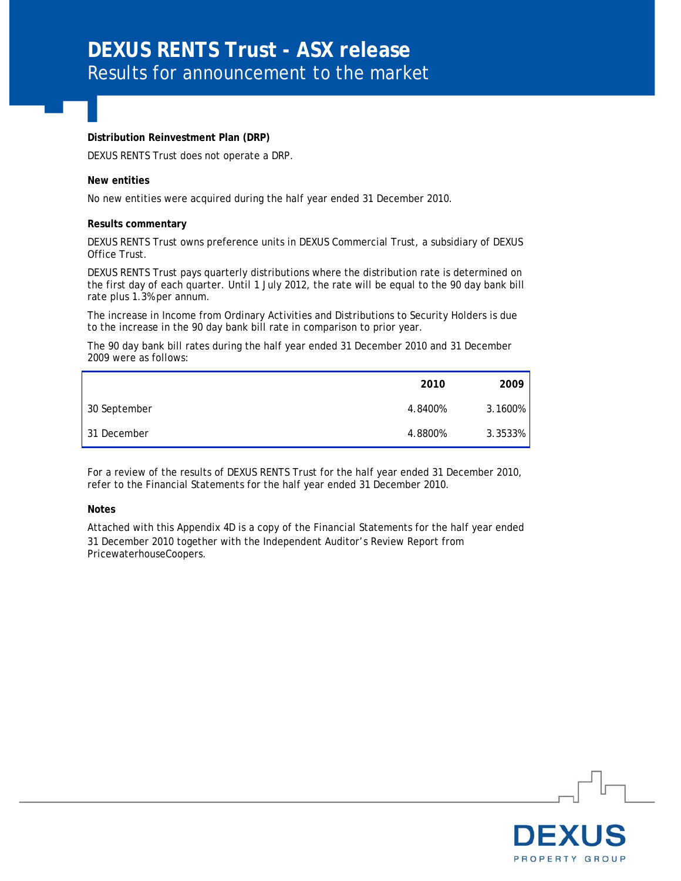# DEXUS RENTS Trust - ASX release

## Results for announcement to the market

**Distribution Reinvestment Plan (DRP)**

DEXUS RENTS Trust does not operate a DRP.

**New entities**

No new entities were acquired during the half year ended 31 December 2010.

**Results commentary**

DEXUS RENTS Trust owns preference units in DEXUS Commercial Trust, a subsidiary of DEXUS Office Trust.

DEXUS RENTS Trust pays quarterly distributions where the distribution rate is determined on the first day of each quarter. Until 1 July 2012, the rate will be equal to the 90 day bank bill rate plus 1.3% per annum.

The increase in Income from Ordinary Activities and Distributions to Security Holders is due to the increase in the 90 day bank bill rate in comparison to prior year.

The 90 day bank bill rates during the half year ended 31 December 2010 and 31 December 2009 were as follows:

| | 2010 | 2009 |
|---|---|---|
| 30 September | 4.8400% | 3.1600% |
| 31 December | 4.8800% | 3.3533% |

For a review of the results of DEXUS RENTS Trust for the half year ended 31 December 2010, refer to the Financial Statements for the half year ended 31 December 2010.

**Notes**

Attached with this Appendix 4D is a copy of the Financial Statements for the half year ended 31 December 2010 together with the Independent Auditor's Review Report from PricewaterhouseCoopers.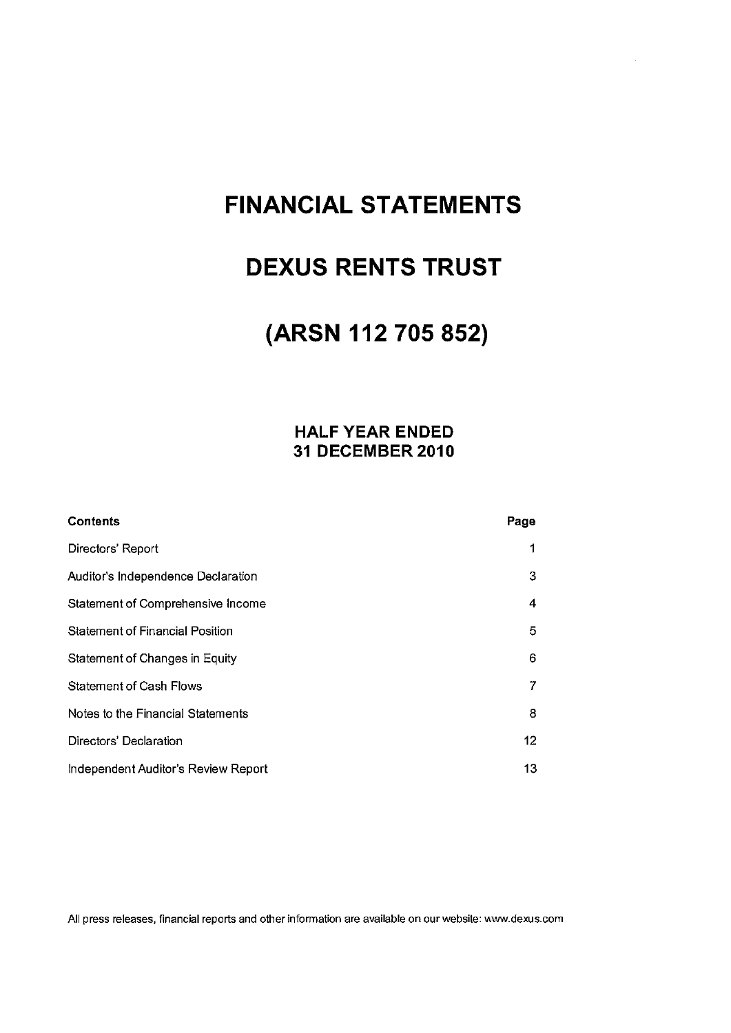# FINANCIAL STATEMENTS

# DEXUS RENTS TRUST

# (ARSN 112 705 852)

### HALF YEAR ENDED 31 DECEMBER 2010

| Contents | Page |
|---|---|
| Directors' Report | 1 |
| Auditor's Independence Declaration | 3 |
| Statement of Comprehensive Income | 4 |
| Statement of Financial Position | 5 |
| Statement of Changes in Equity | 6 |
| Statement of Cash Flows | 7 |
| Notes to the Financial Statements | 8 |
| Directors' Declaration | 12 |
| Independent Auditor's Review Report | 13 |

All press releases, financial reports and other information are available on our website: www.dexus.com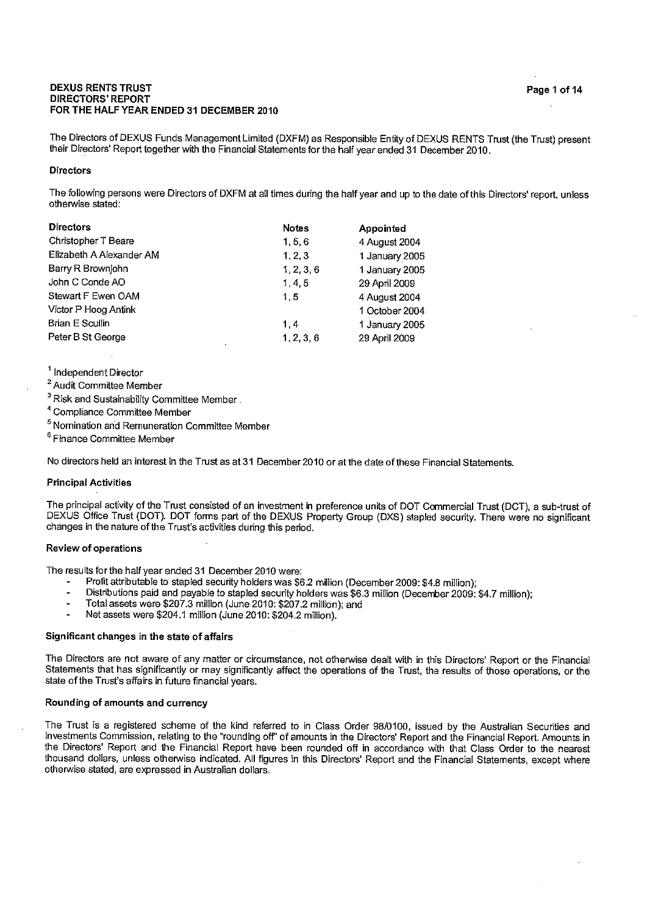# DEXUS RENTS TRUST
## DIRECTORS' REPORT
## FOR THE HALF YEAR ENDED 31 DECEMBER 2010

The Directors of DEXUS Funds Management Limited (DXFM) as Responsible Entity of DEXUS RENTS Trust (the Trust) present their Directors' Report together with the Financial Statements for the half year ended 31 December 2010.

### Directors

The following persons were Directors of DXFM at all times during the half year and up to the date of this Directors' report, unless otherwise stated:

| Directors | Notes | Appointed |
|---|---|---|
| Christopher T Beare | 1, 5, 6 | 4 August 2004 |
| Elizabeth A Alexander AM | 1, 2, 3 | 1 January 2005 |
| Barry R Brownjohn | 1, 2, 3, 6 | 1 January 2005 |
| John C Conde AO | 1, 4, 5 | 29 April 2009 |
| Stewart F Ewen OAM | 1, 5 | 4 August 2004 |
| Victor P Hoog Antink | | 1 October 2004 |
| Brian E Scullin | 1, 4 | 1 January 2005 |
| Peter B St George | 1, 2, 3, 6 | 29 April 2009 |

[1] Independent Director
[2] Audit Committee Member
[3] Risk and Sustainability Committee Member
[4] Compliance Committee Member
[5] Nomination and Remuneration Committee Member
[6] Finance Committee Member

No directors held an interest in the Trust as at 31 December 2010 or at the date of these Financial Statements.

### Principal Activities

The principal activity of the Trust consisted of an investment in preference units of DOT Commercial Trust (DCT), a sub-trust of DEXUS Office Trust (DOT). DOT forms part of the DEXUS Property Group (DXS) stapled security. There were no significant changes in the nature of the Trust's activities during this period.

### Review of operations

The results for the half year ended 31 December 2010 were:

- Profit attributable to stapled security holders was $6.2 million (December 2009: $4.8 million);
- Distributions paid and payable to stapled security holders was $6.3 million (December 2009: $4.7 million);
- Total assets were $207.3 million (June 2010: $207.2 million); and
- Net assets were $204.1 million (June 2010: $204.2 million).

### Significant changes in the state of affairs

The Directors are not aware of any matter or circumstance, not otherwise dealt with in this Directors' Report or the Financial Statements that has significantly or may significantly affect the operations of the Trust, the results of those operations, or the state of the Trust's affairs in future financial years.

### Rounding of amounts and currency

The Trust is a registered scheme of the kind referred to in Class Order 98/0100, issued by the Australian Securities and Investments Commission, relating to the "rounding off" of amounts in the Directors' Report and the Financial Report. Amounts in the Directors' Report and the Financial Report have been rounded off in accordance with that Class Order to the nearest thousand dollars, unless otherwise indicated. All figures in this Directors' Report and the Financial Statements, except where otherwise stated, are expressed in Australian dollars.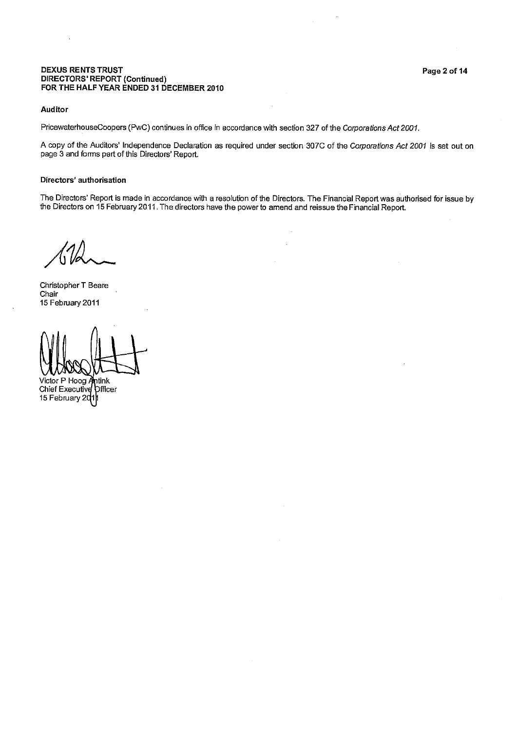**DEXUS RENTS TRUST**
**DIRECTORS' REPORT (Continued)**
**FOR THE HALF YEAR ENDED 31 DECEMBER 2010**

### Auditor

PricewaterhouseCoopers (PwC) continues in office in accordance with section 327 of the *Corporations Act 2001*.

A copy of the Auditors' Independence Declaration as required under section 307C of the *Corporations Act 2001* is set out on page 3 and forms part of this Directors' Report.

### Directors' authorisation

The Directors' Report is made in accordance with a resolution of the Directors. The Financial Report was authorised for issue by the Directors on 15 February 2011. The directors have the power to amend and reissue the Financial Report.

Christopher T Beare
Chair
15 February 2011

Victor P Hoog Antink
Chief Executive Officer
15 February 2011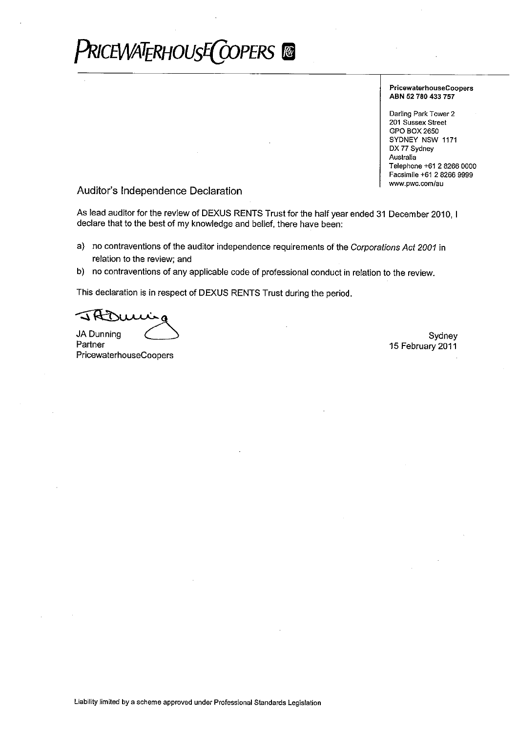# PRICEWATERHOUSECOOPERS

**PricewaterhouseCoopers**
**ABN 52 780 433 757**

Darling Park Tower 2
201 Sussex Street
GPO BOX 2650
SYDNEY NSW 1171
DX 77 Sydney
Australia
Telephone +61 2 8266 0000
Facsimile +61 2 8266 9999
www.pwc.com/au

## Auditor's Independence Declaration

As lead auditor for the review of DEXUS RENTS Trust for the half year ended 31 December 2010, I declare that to the best of my knowledge and belief, there have been:

a) no contraventions of the auditor independence requirements of the *Corporations Act 2001* in relation to the review; and

b) no contraventions of any applicable code of professional conduct in relation to the review.

This declaration is in respect of DEXUS RENTS Trust during the period.

JA Dunning
Partner
PricewaterhouseCoopers

Sydney
15 February 2011

Liability limited by a scheme approved under Professional Standards Legislation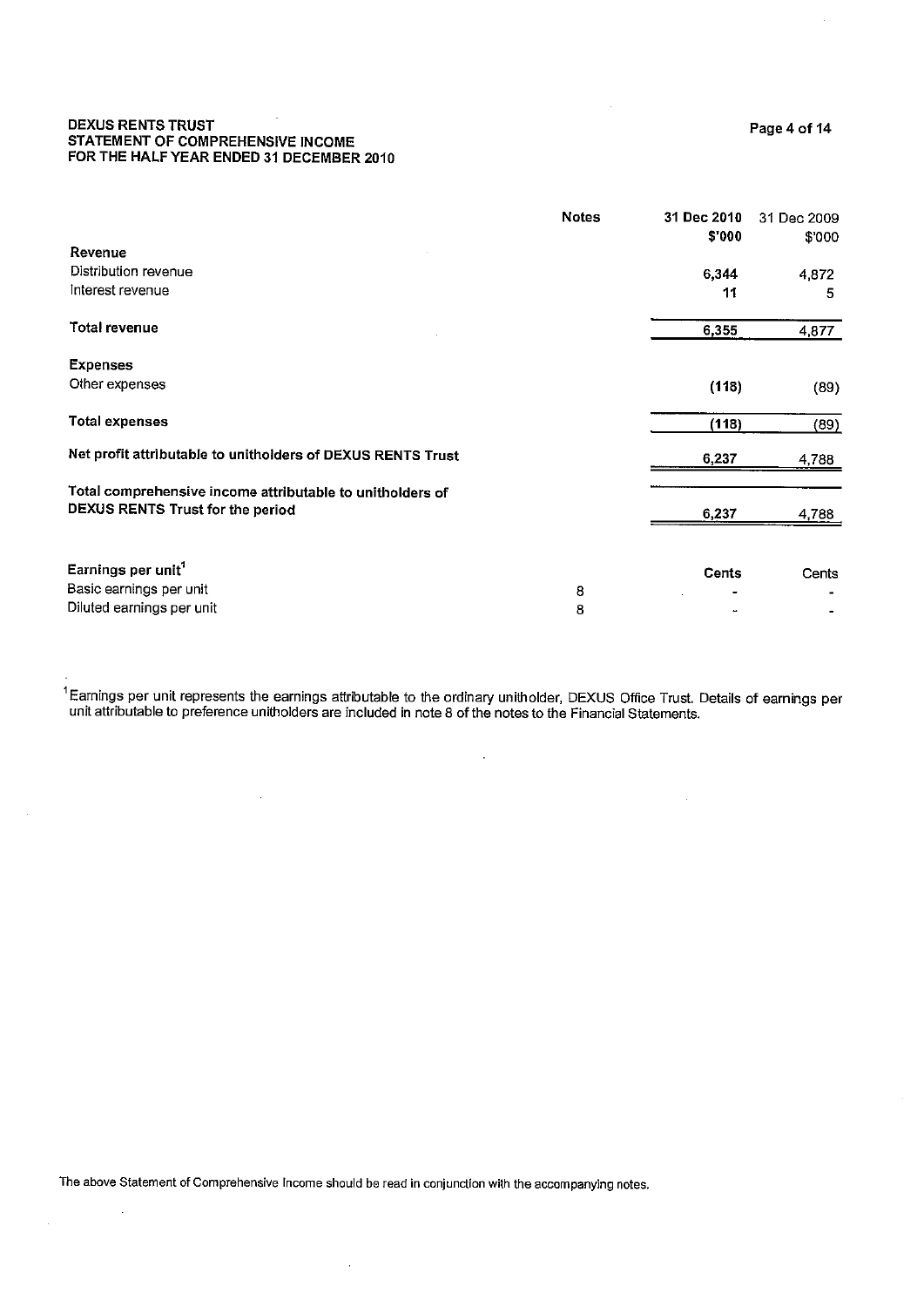**DEXUS RENTS TRUST**
**STATEMENT OF COMPREHENSIVE INCOME**
**FOR THE HALF YEAR ENDED 31 DECEMBER 2010**

| | Notes | 31 Dec 2010 $'000 | 31 Dec 2009 $'000 |
|---|---|---|---|
| **Revenue** | | | |
| Distribution revenue | | 6,344 | 4,872 |
| Interest revenue | | 11 | 5 |
| **Total revenue** | | **6,355** | 4,877 |
| **Expenses** | | | |
| Other expenses | | (118) | (89) |
| **Total expenses** | | **(118)** | (89) |
| **Net profit attributable to unitholders of DEXUS RENTS Trust** | | **6,237** | 4,788 |
| **Total comprehensive income attributable to unitholders of DEXUS RENTS Trust for the period** | | **6,237** | 4,788 |
| | | | |
| **Earnings per unit**[1] | | **Cents** | Cents |
| Basic earnings per unit | 8 | - | - |
| Diluted earnings per unit | 8 | - | - |

[1] Earnings per unit represents the earnings attributable to the ordinary unitholder, DEXUS Office Trust. Details of earnings per unit attributable to preference unitholders are included in note 8 of the notes to the Financial Statements.

The above Statement of Comprehensive Income should be read in conjunction with the accompanying notes.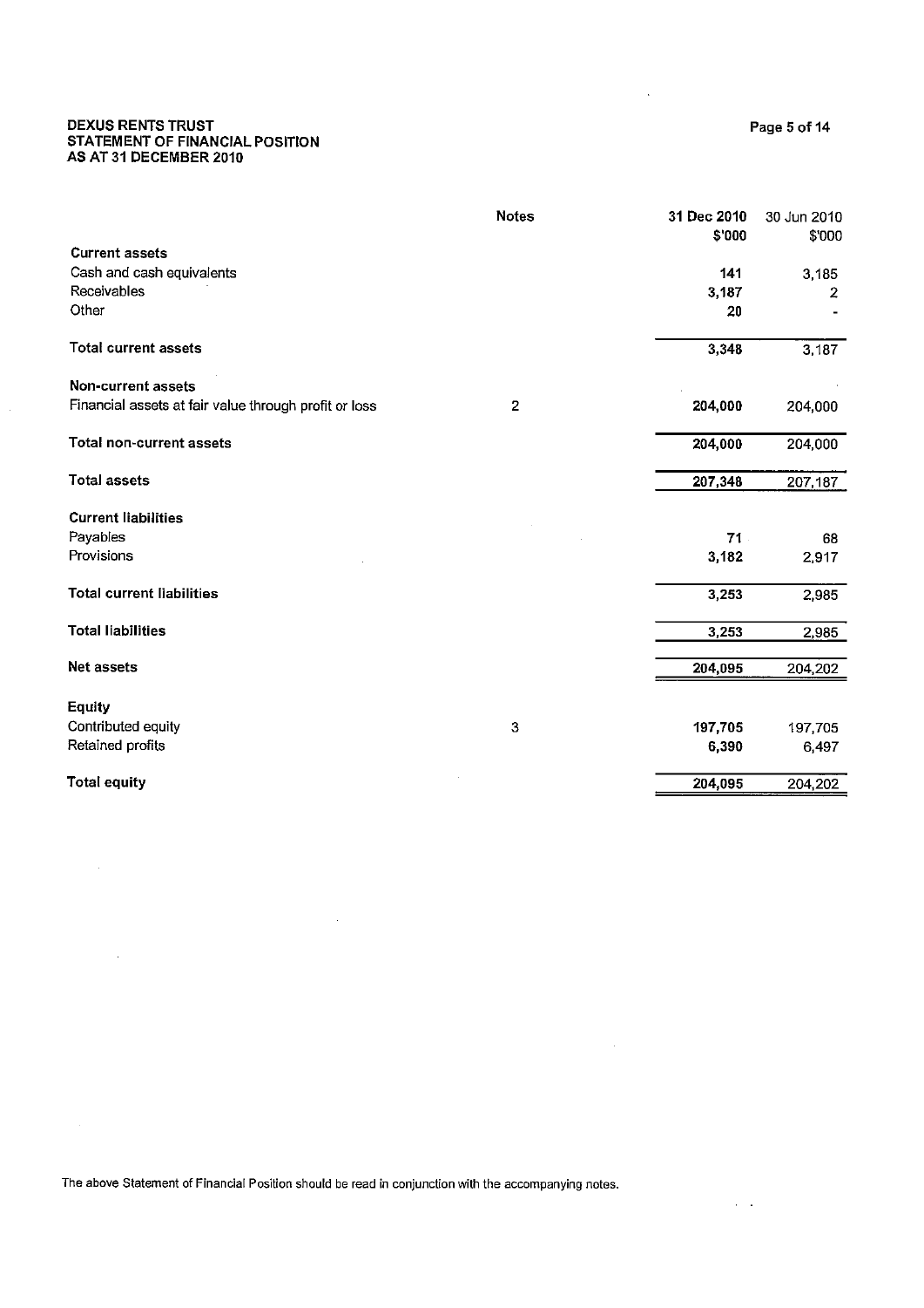# DEXUS RENTS TRUST
## STATEMENT OF FINANCIAL POSITION
## AS AT 31 DECEMBER 2010

| | Notes | 31 Dec 2010 $'000 | 30 Jun 2010 $'000 |
|---|---|---|---|
| **Current assets** | | | |
| Cash and cash equivalents | | **141** | 3,185 |
| Receivables | | **3,187** | 2 |
| Other | | **20** | - |
| **Total current assets** | | **3,348** | 3,187 |
| **Non-current assets** | | | |
| Financial assets at fair value through profit or loss | 2 | **204,000** | 204,000 |
| **Total non-current assets** | | **204,000** | 204,000 |
| **Total assets** | | **207,348** | 207,187 |
| **Current liabilities** | | | |
| Payables | | **71** | 68 |
| Provisions | | **3,182** | 2,917 |
| **Total current liabilities** | | **3,253** | 2,985 |
| **Total liabilities** | | **3,253** | 2,985 |
| **Net assets** | | **204,095** | 204,202 |
| **Equity** | | | |
| Contributed equity | 3 | **197,705** | 197,705 |
| Retained profits | | **6,390** | 6,497 |
| **Total equity** | | **204,095** | 204,202 |

The above Statement of Financial Position should be read in conjunction with the accompanying notes.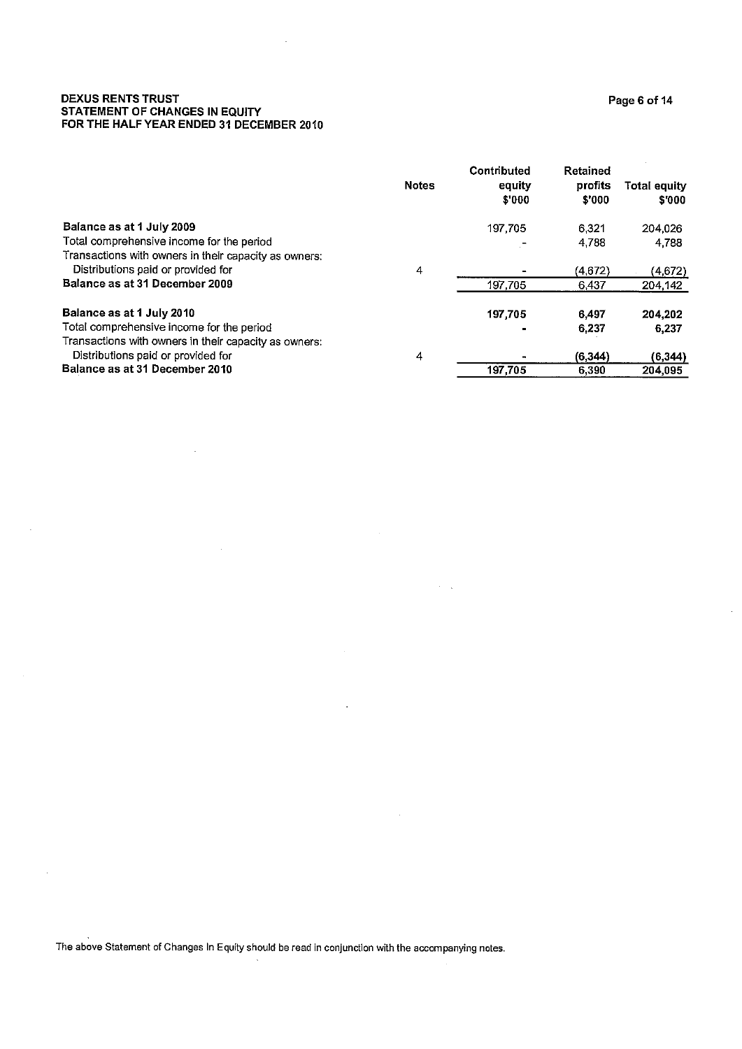**DEXUS RENTS TRUST**
**STATEMENT OF CHANGES IN EQUITY**
**FOR THE HALF YEAR ENDED 31 DECEMBER 2010**

| | Notes | Contributed equity $'000 | Retained profits $'000 | Total equity $'000 |
|---|---|---|---|---|
| **Balance as at 1 July 2009** | | 197,705 | 6,321 | 204,026 |
| Total comprehensive income for the period | | - | 4,788 | 4,788 |
| Transactions with owners in their capacity as owners: | | | | |
| Distributions paid or provided for | 4 | - | (4,672) | (4,672) |
| **Balance as at 31 December 2009** | | 197,705 | 6,437 | 204,142 |
| | | | | |
| **Balance as at 1 July 2010** | | **197,705** | **6,497** | **204,202** |
| Total comprehensive income for the period | | **-** | **6,237** | **6,237** |
| Transactions with owners in their capacity as owners: | | | | |
| Distributions paid or provided for | 4 | **-** | **(6,344)** | **(6,344)** |
| **Balance as at 31 December 2010** | | **197,705** | **6,390** | **204,095** |

The above Statement of Changes In Equity should be read in conjunction with the accompanying notes.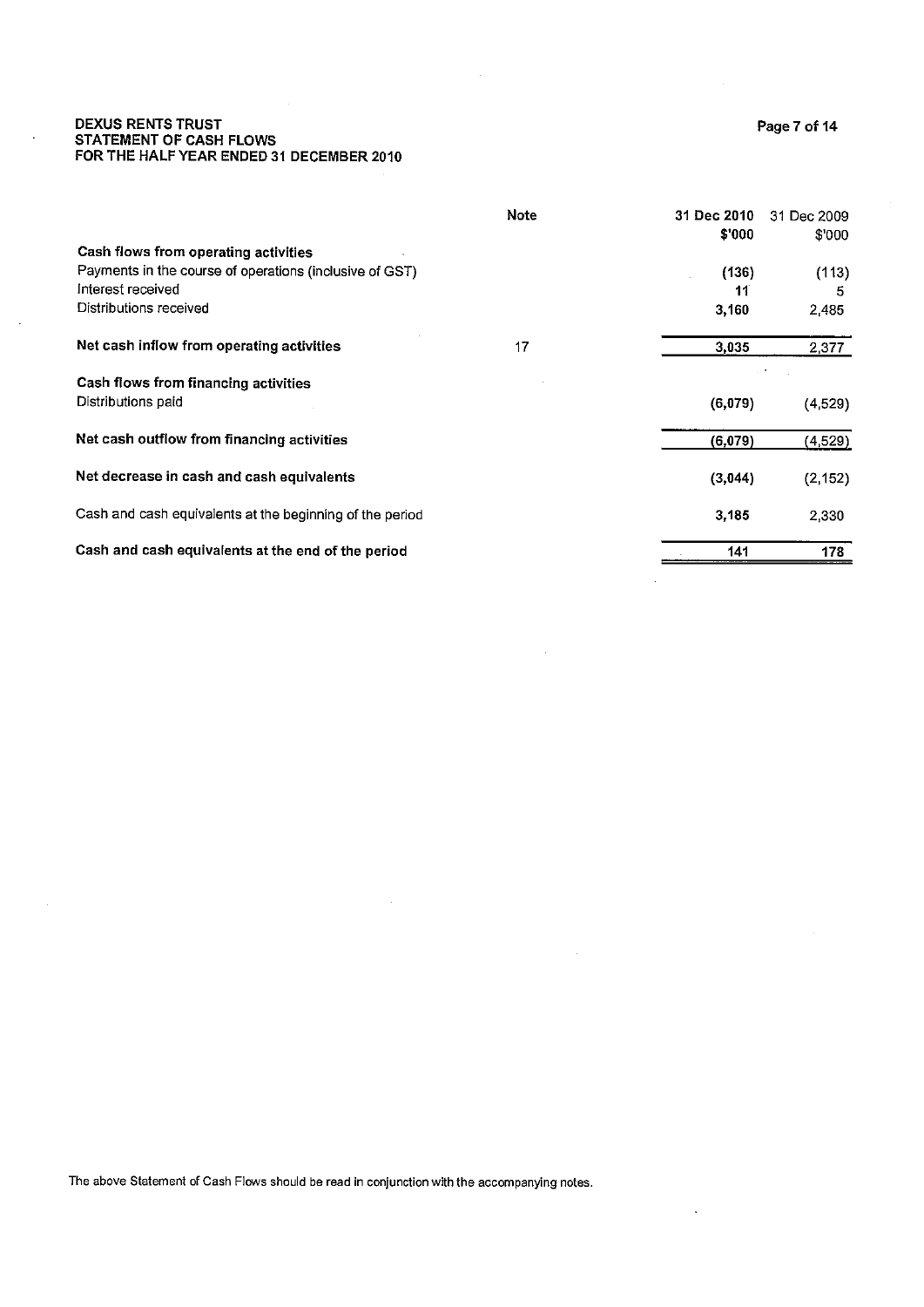**DEXUS RENTS TRUST**
**STATEMENT OF CASH FLOWS**
**FOR THE HALF YEAR ENDED 31 DECEMBER 2010**

| | Note | 31 Dec 2010 $'000 | 31 Dec 2009 $'000 |
|---|---|---|---|
| **Cash flows from operating activities** | | | |
| Payments in the course of operations (inclusive of GST) | | (136) | (113) |
| Interest received | | 11 | 5 |
| Distributions received | | 3,160 | 2,485 |
| **Net cash inflow from operating activities** | 17 | 3,035 | 2,377 |
| **Cash flows from financing activities** | | | |
| Distributions paid | | (6,079) | (4,529) |
| **Net cash outflow from financing activities** | | (6,079) | (4,529) |
| **Net decrease in cash and cash equivalents** | | (3,044) | (2,152) |
| Cash and cash equivalents at the beginning of the period | | 3,185 | 2,330 |
| **Cash and cash equivalents at the end of the period** | | 141 | 178 |

The above Statement of Cash Flows should be read in conjunction with the accompanying notes.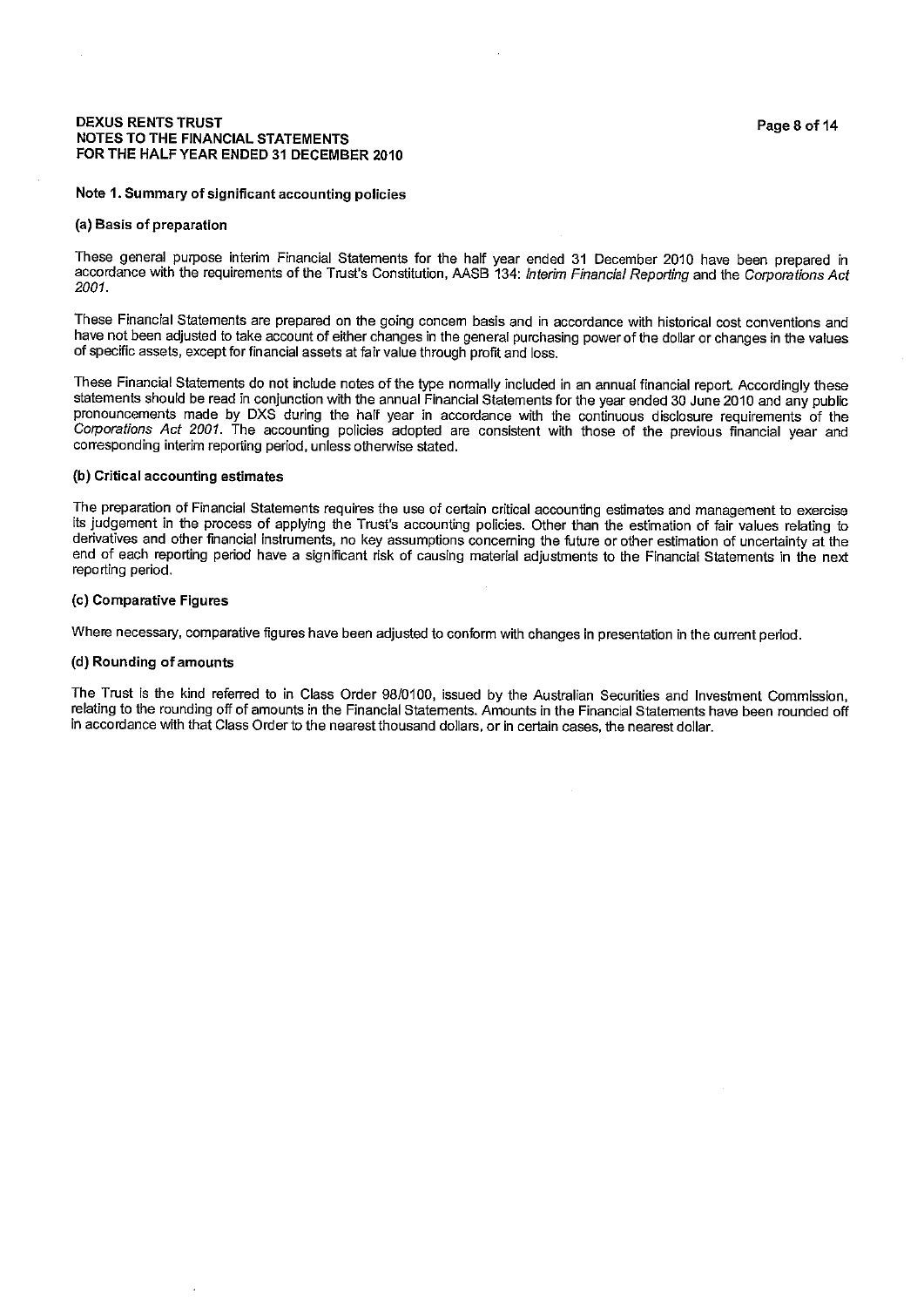**DEXUS RENTS TRUST**
**NOTES TO THE FINANCIAL STATEMENTS**
**FOR THE HALF YEAR ENDED 31 DECEMBER 2010**

## Note 1. Summary of significant accounting policies

### (a) Basis of preparation

These general purpose interim Financial Statements for the half year ended 31 December 2010 have been prepared in accordance with the requirements of the Trust's Constitution, AASB 134: *Interim Financial Reporting* and the *Corporations Act 2001*.

These Financial Statements are prepared on the going concern basis and in accordance with historical cost conventions and have not been adjusted to take account of either changes in the general purchasing power of the dollar or changes in the values of specific assets, except for financial assets at fair value through profit and loss.

These Financial Statements do not include notes of the type normally included in an annual financial report. Accordingly these statements should be read in conjunction with the annual Financial Statements for the year ended 30 June 2010 and any public pronouncements made by DXS during the half year in accordance with the continuous disclosure requirements of the *Corporations Act 2001*. The accounting policies adopted are consistent with those of the previous financial year and corresponding interim reporting period, unless otherwise stated.

### (b) Critical accounting estimates

The preparation of Financial Statements requires the use of certain critical accounting estimates and management to exercise its judgement in the process of applying the Trust's accounting policies. Other than the estimation of fair values relating to derivatives and other financial instruments, no key assumptions concerning the future or other estimation of uncertainty at the end of each reporting period have a significant risk of causing material adjustments to the Financial Statements in the next reporting period.

### (c) Comparative Figures

Where necessary, comparative figures have been adjusted to conform with changes in presentation in the current period.

### (d) Rounding of amounts

The Trust is the kind referred to in Class Order 98/0100, issued by the Australian Securities and Investment Commission, relating to the rounding off of amounts in the Financial Statements. Amounts in the Financial Statements have been rounded off in accordance with that Class Order to the nearest thousand dollars, or in certain cases, the nearest dollar.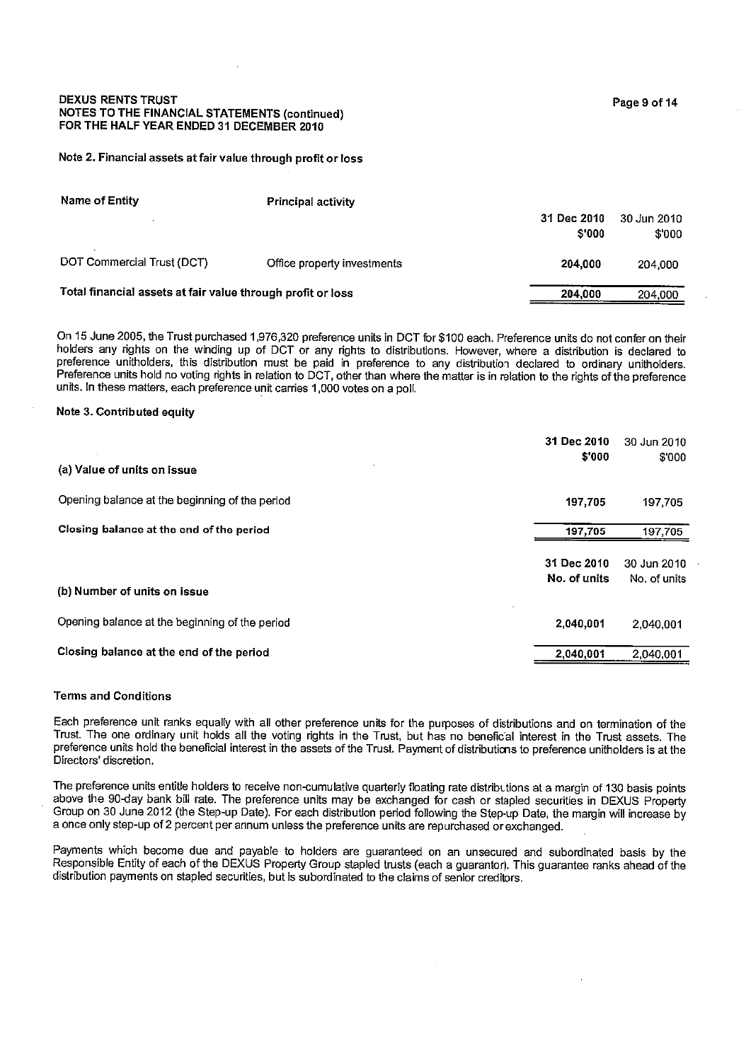DEXUS RENTS TRUST
NOTES TO THE FINANCIAL STATEMENTS (continued)
FOR THE HALF YEAR ENDED 31 DECEMBER 2010

### Note 2. Financial assets at fair value through profit or loss

| Name of Entity | Principal activity | 31 Dec 2010 $'000 | 30 Jun 2010 $'000 |
|---|---|---|---|
| DOT Commercial Trust (DCT) | Office property investments | **204,000** | 204,000 |
| **Total financial assets at fair value through profit or loss** | | **204,000** | 204,000 |

On 15 June 2005, the Trust purchased 1,976,320 preference units in DCT for $100 each. Preference units do not confer on their holders any rights on the winding up of DCT or any rights to distributions. However, where a distribution is declared to preference unitholders, this distribution must be paid in preference to any distribution declared to ordinary unitholders. Preference units hold no voting rights in relation to DCT, other than where the matter is in relation to the rights of the preference units. In these matters, each preference unit carries 1,000 votes on a poll.

### Note 3. Contributed equity

| (a) Value of units on issue | 31 Dec 2010 $'000 | 30 Jun 2010 $'000 |
|---|---|---|
| Opening balance at the beginning of the period | **197,705** | 197,705 |
| **Closing balance at the end of the period** | **197,705** | 197,705 |

| (b) Number of units on issue | 31 Dec 2010 No. of units | 30 Jun 2010 No. of units |
|---|---|---|
| Opening balance at the beginning of the period | **2,040,001** | 2,040,001 |
| **Closing balance at the end of the period** | **2,040,001** | 2,040,001 |

#### Terms and Conditions

Each preference unit ranks equally with all other preference units for the purposes of distributions and on termination of the Trust. The one ordinary unit holds all the voting rights in the Trust, but has no beneficial interest in the Trust assets. The preference units hold the beneficial interest in the assets of the Trust. Payment of distributions to preference unitholders is at the Directors' discretion.

The preference units entitle holders to receive non-cumulative quarterly floating rate distributions at a margin of 130 basis points above the 90-day bank bill rate. The preference units may be exchanged for cash or stapled securities in DEXUS Property Group on 30 June 2012 (the Step-up Date). For each distribution period following the Step-up Date, the margin will increase by a once only step-up of 2 percent per annum unless the preference units are repurchased or exchanged.

Payments which become due and payable to holders are guaranteed on an unsecured and subordinated basis by the Responsible Entity of each of the DEXUS Property Group stapled trusts (each a guarantor). This guarantee ranks ahead of the distribution payments on stapled securities, but is subordinated to the claims of senior creditors.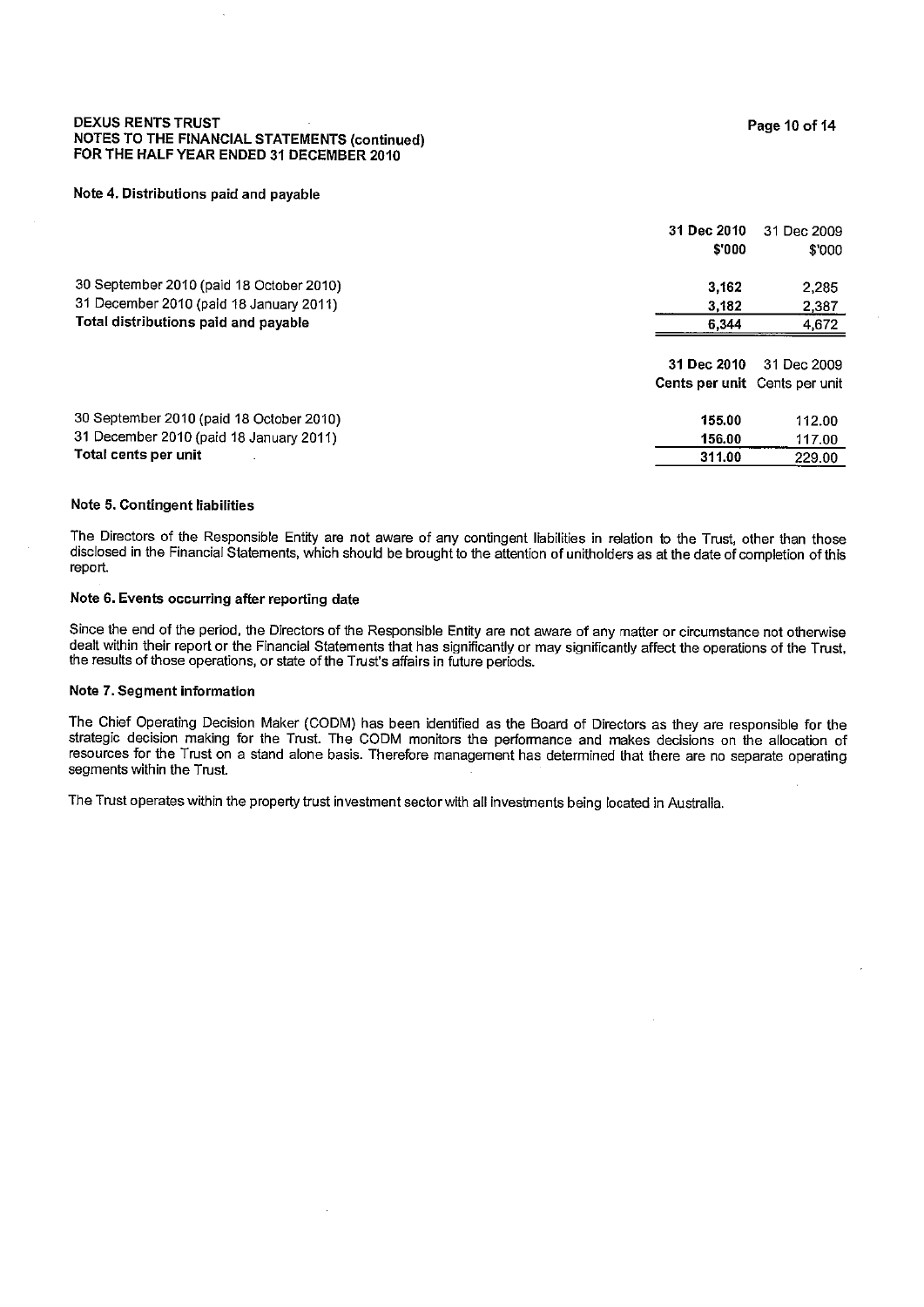**DEXUS RENTS TRUST**
**NOTES TO THE FINANCIAL STATEMENTS (continued)**
**FOR THE HALF YEAR ENDED 31 DECEMBER 2010**

**Note 4. Distributions paid and payable**

| | 31 Dec 2010 $'000 | 31 Dec 2009 $'000 |
|---|---|---|
| 30 September 2010 (paid 18 October 2010) | 3,162 | 2,285 |
| 31 December 2010 (paid 18 January 2011) | 3,182 | 2,387 |
| **Total distributions paid and payable** | **6,344** | 4,672 |

| | 31 Dec 2010 Cents per unit | 31 Dec 2009 Cents per unit |
|---|---|---|
| 30 September 2010 (paid 18 October 2010) | 155.00 | 112.00 |
| 31 December 2010 (paid 18 January 2011) | 156.00 | 117.00 |
| **Total cents per unit** | **311.00** | 229.00 |

**Note 5. Contingent liabilities**

The Directors of the Responsible Entity are not aware of any contingent liabilities in relation to the Trust, other than those disclosed in the Financial Statements, which should be brought to the attention of unitholders as at the date of completion of this report.

**Note 6. Events occurring after reporting date**

Since the end of the period, the Directors of the Responsible Entity are not aware of any matter or circumstance not otherwise dealt within their report or the Financial Statements that has significantly or may significantly affect the operations of the Trust, the results of those operations, or state of the Trust's affairs in future periods.

**Note 7. Segment information**

The Chief Operating Decision Maker (CODM) has been identified as the Board of Directors as they are responsible for the strategic decision making for the Trust. The CODM monitors the performance and makes decisions on the allocation of resources for the Trust on a stand alone basis. Therefore management has determined that there are no separate operating segments within the Trust.

The Trust operates within the property trust investment sector with all investments being located in Australia.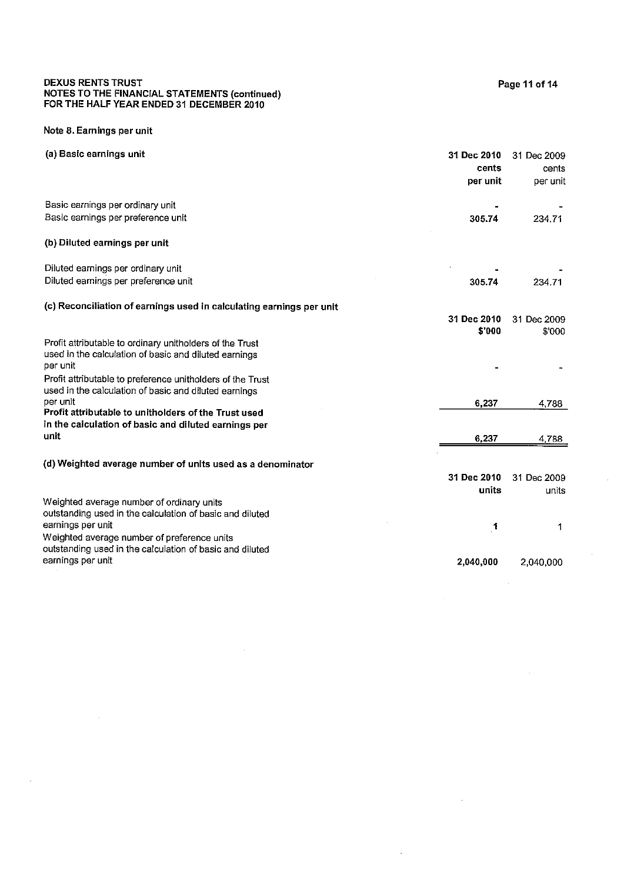DEXUS RENTS TRUST
NOTES TO THE FINANCIAL STATEMENTS (continued)
FOR THE HALF YEAR ENDED 31 DECEMBER 2010

## Note 8. Earnings per unit

### (a) Basic earnings unit

| | 31 Dec 2010 cents per unit | 31 Dec 2009 cents per unit |
|---|---|---|
| Basic earnings per ordinary unit | - | - |
| Basic earnings per preference unit | **305.74** | 234.71 |

### (b) Diluted earnings per unit

| | 31 Dec 2010 cents per unit | 31 Dec 2009 cents per unit |
|---|---|---|
| Diluted earnings per ordinary unit | - | - |
| Diluted earnings per preference unit | **305.74** | 234.71 |

### (c) Reconciliation of earnings used in calculating earnings per unit

| | 31 Dec 2010 $'000 | 31 Dec 2009 $'000 |
|---|---|---|
| Profit attributable to ordinary unitholders of the Trust used in the calculation of basic and diluted earnings per unit | - | - |
| Profit attributable to preference unitholders of the Trust used in the calculation of basic and diluted earnings per unit | **6,237** | 4,788 |
| **Profit attributable to unitholders of the Trust used in the calculation of basic and diluted earnings per unit** | **6,237** | 4,788 |

### (d) Weighted average number of units used as a denominator

| | 31 Dec 2010 units | 31 Dec 2009 units |
|---|---|---|
| Weighted average number of ordinary units outstanding used in the calculation of basic and diluted earnings per unit | **1** | 1 |
| Weighted average number of preference units outstanding used in the calculation of basic and diluted earnings per unit | **2,040,000** | 2,040,000 |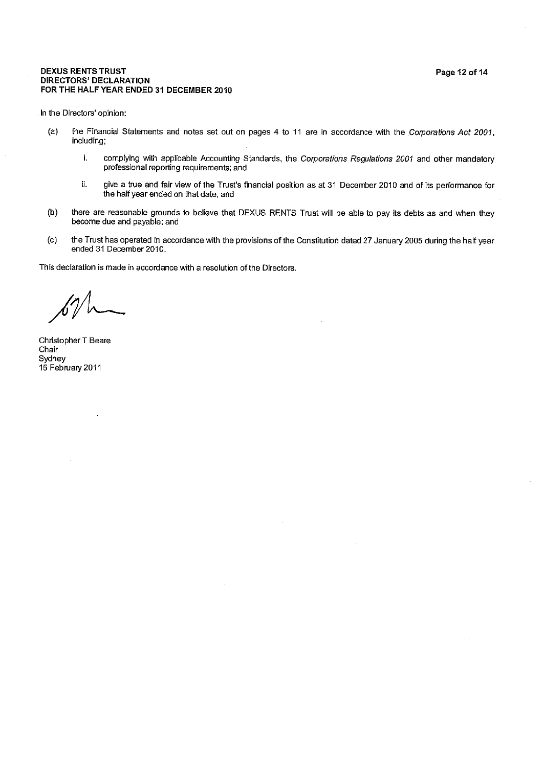**DEXUS RENTS TRUST**
**DIRECTORS' DECLARATION**
**FOR THE HALF YEAR ENDED 31 DECEMBER 2010**

In the Directors' opinion:

(a) the Financial Statements and notes set out on pages 4 to 11 are in accordance with the *Corporations Act 2001*, including;

  i. complying with applicable Accounting Standards, the *Corporations Regulations 2001* and other mandatory professional reporting requirements; and

  ii. give a true and fair view of the Trust's financial position as at 31 December 2010 and of its performance for the half year ended on that date, and

(b) there are reasonable grounds to believe that DEXUS RENTS Trust will be able to pay its debts as and when they become due and payable; and

(c) the Trust has operated in accordance with the provisions of the Constitution dated 27 January 2005 during the half year ended 31 December 2010.

This declaration is made in accordance with a resolution of the Directors.

Christopher T Beare
Chair
Sydney
15 February 2011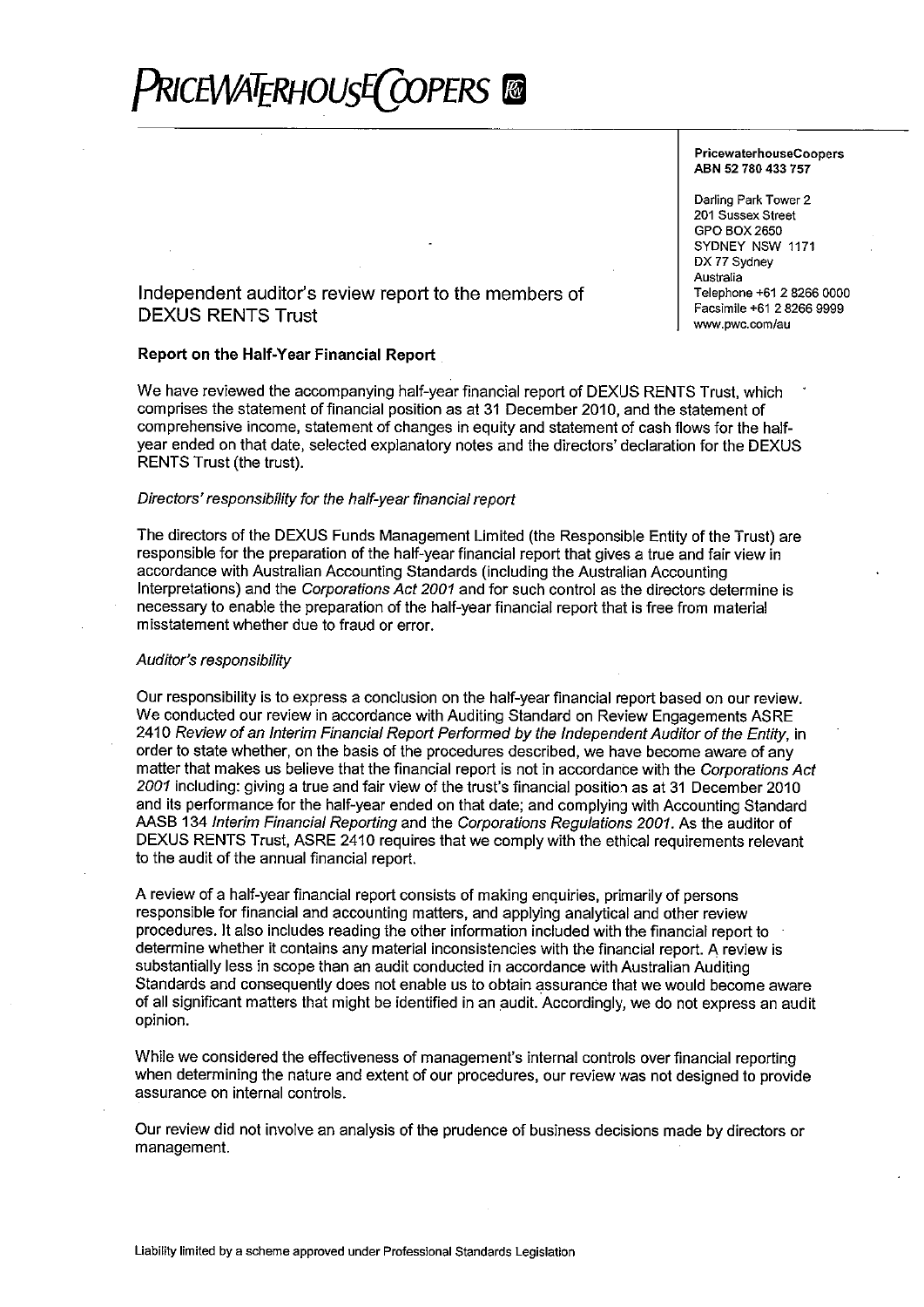# PRICEWATERHOUSECOOPERS

**PricewaterhouseCoopers**
**ABN 52 780 433 757**

Darling Park Tower 2
201 Sussex Street
GPO BOX 2650
SYDNEY NSW 1171
DX 77 Sydney
Australia
Telephone +61 2 8266 0000
Facsimile +61 2 8266 9999
www.pwc.com/au

## Independent auditor's review report to the members of DEXUS RENTS Trust

### Report on the Half-Year Financial Report

We have reviewed the accompanying half-year financial report of DEXUS RENTS Trust, which comprises the statement of financial position as at 31 December 2010, and the statement of comprehensive income, statement of changes in equity and statement of cash flows for the half-year ended on that date, selected explanatory notes and the directors' declaration for the DEXUS RENTS Trust (the trust).

*Directors' responsibility for the half-year financial report*

The directors of the DEXUS Funds Management Limited (the Responsible Entity of the Trust) are responsible for the preparation of the half-year financial report that gives a true and fair view in accordance with Australian Accounting Standards (including the Australian Accounting Interpretations) and the *Corporations Act 2001* and for such control as the directors determine is necessary to enable the preparation of the half-year financial report that is free from material misstatement whether due to fraud or error.

*Auditor's responsibility*

Our responsibility is to express a conclusion on the half-year financial report based on our review. We conducted our review in accordance with Auditing Standard on Review Engagements ASRE 2410 *Review of an Interim Financial Report Performed by the Independent Auditor of the Entity*, in order to state whether, on the basis of the procedures described, we have become aware of any matter that makes us believe that the financial report is not in accordance with the *Corporations Act 2001* including: giving a true and fair view of the trust's financial position as at 31 December 2010 and its performance for the half-year ended on that date; and complying with Accounting Standard AASB 134 *Interim Financial Reporting* and the *Corporations Regulations 2001*. As the auditor of DEXUS RENTS Trust, ASRE 2410 requires that we comply with the ethical requirements relevant to the audit of the annual financial report.

A review of a half-year financial report consists of making enquiries, primarily of persons responsible for financial and accounting matters, and applying analytical and other review procedures. It also includes reading the other information included with the financial report to determine whether it contains any material inconsistencies with the financial report. A review is substantially less in scope than an audit conducted in accordance with Australian Auditing Standards and consequently does not enable us to obtain assurance that we would become aware of all significant matters that might be identified in an audit. Accordingly, we do not express an audit opinion.

While we considered the effectiveness of management's internal controls over financial reporting when determining the nature and extent of our procedures, our review was not designed to provide assurance on internal controls.

Our review did not involve an analysis of the prudence of business decisions made by directors or management.

Liability limited by a scheme approved under Professional Standards Legislation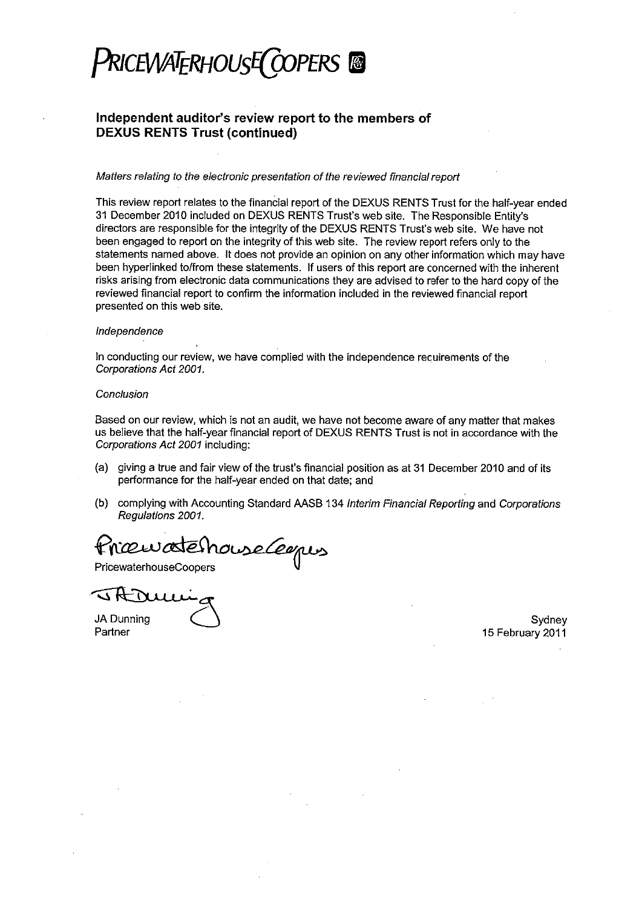**PRICEWATERHOUSECOOPERS**

## Independent auditor's review report to the members of DEXUS RENTS Trust (continued)

*Matters relating to the electronic presentation of the reviewed financial report*

This review report relates to the financial report of the DEXUS RENTS Trust for the half-year ended 31 December 2010 included on DEXUS RENTS Trust's web site. The Responsible Entity's directors are responsible for the integrity of the DEXUS RENTS Trust's web site. We have not been engaged to report on the integrity of this web site. The review report refers only to the statements named above. It does not provide an opinion on any other information which may have been hyperlinked to/from these statements. If users of this report are concerned with the inherent risks arising from electronic data communications they are advised to refer to the hard copy of the reviewed financial report to confirm the information included in the reviewed financial report presented on this web site.

*Independence*

In conducting our review, we have complied with the independence requirements of the *Corporations Act 2001*.

*Conclusion*

Based on our review, which is not an audit, we have not become aware of any matter that makes us believe that the half-year financial report of DEXUS RENTS Trust is not in accordance with the *Corporations Act 2001* including:

(a) giving a true and fair view of the trust's financial position as at 31 December 2010 and of its performance for the half-year ended on that date; and

(b) complying with Accounting Standard AASB 134 *Interim Financial Reporting* and *Corporations Regulations 2001*.

PricewaterhouseCoopers

PricewaterhouseCoopers

JA Dunning
Partner

Sydney
15 February 2011